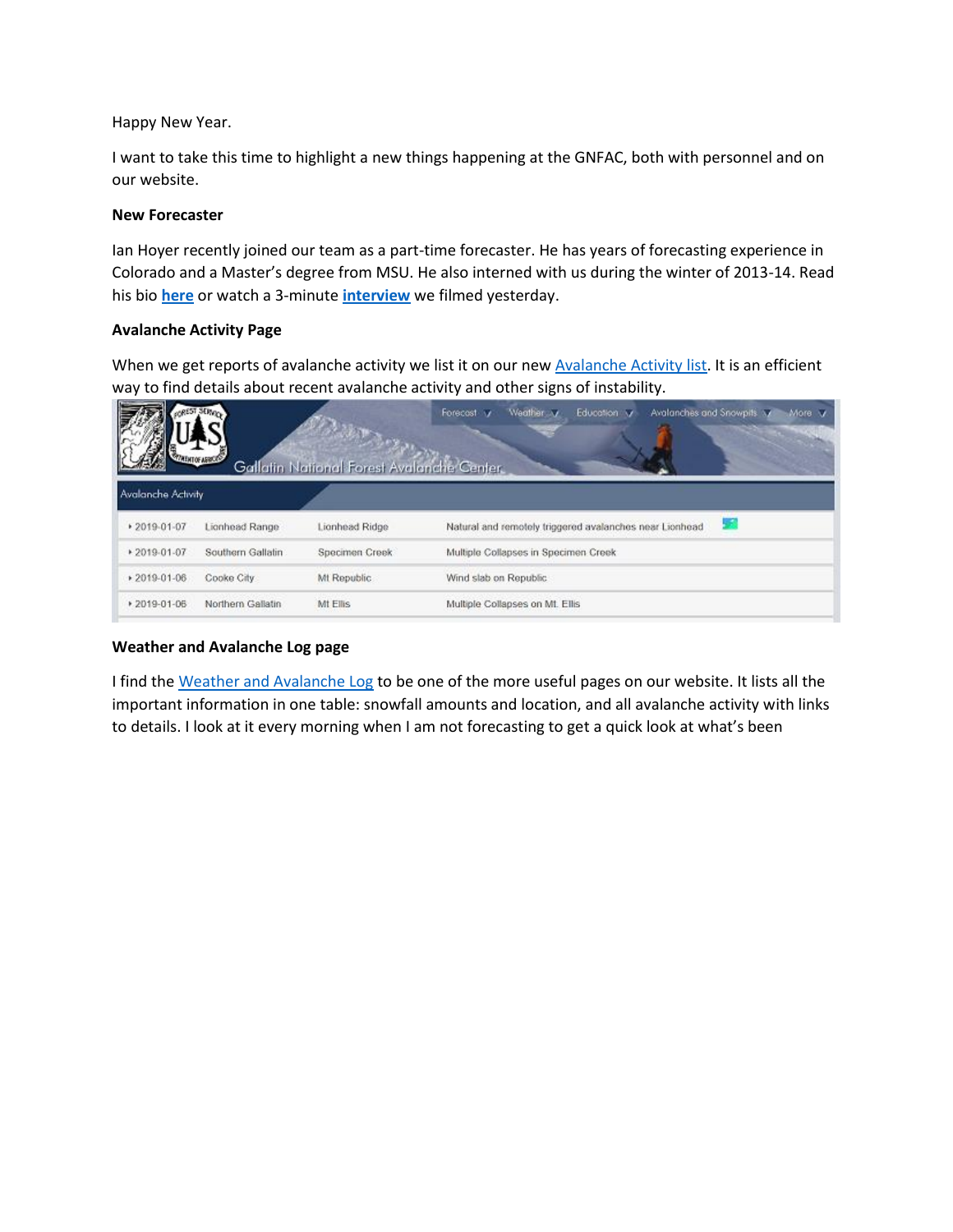Happy New Year.

I want to take this time to highlight a new things happening at the GNFAC, both with personnel and on our website.

**New Forecaster**

Ian Hoyer recently joined our team as a part-time forecaster. He has years of forecasting experience in Colorado and a Master's degree from MSU. He also interned with us during the winter of 2013-14. Read his bio **here** or watch a 3-minute **interview** we filmed yesterday.

**Avalanche Activity Page**

When we get reports of avalanche activity we list it on our new Avalanche Activity list. It is an efficient way to find details about recent avalanche activity and other signs of instability.

Gallatin National Forest Avalanche Center

Forecast | Weather | Education | Avalanches and Snowpits | More

Avalanche Activity

| | | | |
|---|---|---|---|
| 2019-01-07 | Lionhead Range | Lionhead Ridge | Natural and remotely triggered avalanches near Lionhead |
| 2019-01-07 | Southern Gallatin | Specimen Creek | Multiple Collapses in Specimen Creek |
| 2019-01-06 | Cooke City | Mt Republic | Wind slab on Republic |
| 2019-01-06 | Northern Gallatin | Mt Ellis | Multiple Collapses on Mt. Ellis |

**Weather and Avalanche Log page**

I find the Weather and Avalanche Log to be one of the more useful pages on our website. It lists all the important information in one table: snowfall amounts and location, and all avalanche activity with links to details. I look at it every morning when I am not forecasting to get a quick look at what's been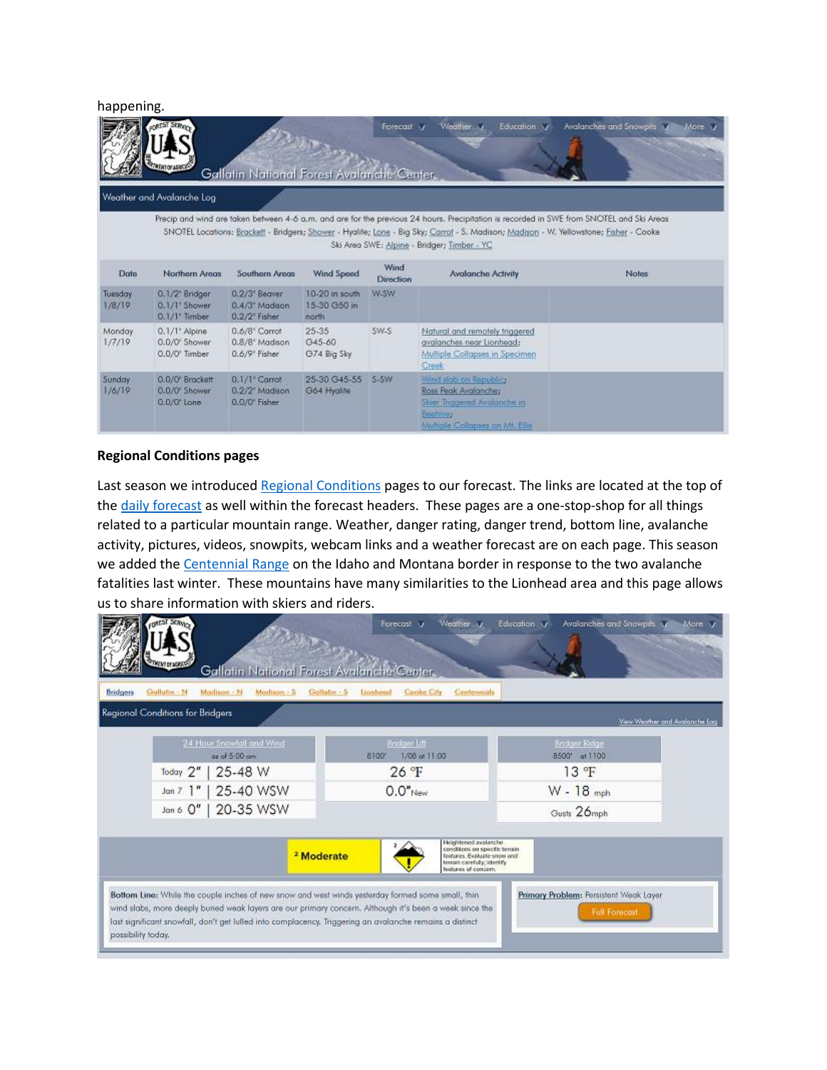happening.

Gallatin National Forest Avalanche Center

Forecast | Weather | Education | Avalanches and Snowpits | More

Weather and Avalanche Log

Precip and wind are taken between 4-6 a.m. and are for the previous 24 hours. Precipitation is recorded in SWE from SNOTEL and Ski Areas
SNOTEL Locations: Brackett - Bridgers; Shower - Hyalite; Lone - Big Sky; Carrot - S. Madison; Madison - W. Yellowstone; Fisher - Cooke
Ski Area SWE: Alpine - Bridger; Timber - YC

| Date | Northern Areas | Southern Areas | Wind Speed | Wind Direction | Avalanche Activity | Notes |
|---|---|---|---|---|---|---|
| Tuesday 1/8/19 | 0.1/2" Bridger 0.1/1" Shower 0.1/1" Timber | 0.2/3" Beaver 0.4/3" Madison 0.2/2" Fisher | 10-20 in south 15-30 G50 in north | W-SW | | |
| Monday 1/7/19 | 0.1/1" Alpine 0.0/0" Shower 0.0/0" Timber | 0.6/8" Carrot 0.8/8" Madison 0.6/9" Fisher | 25-35 G45-60 G74 Big Sky | SW-S | Natural and remotely triggered avalanches near Lionhead; Multiple Collapses in Specimen Creek | |
| Sunday 1/6/19 | 0.0/0" Brackett 0.0/0" Shower 0.0/0" Lone | 0.1/1" Carrot 0.2/2" Madison 0.0/0" Fisher | 25-30 G45-55 G64 Hyalite | S-SW | Wind slab on Republic; Ross Peak Avalanche; Skier Triggered Avalanche in Beehive; Multiple Collapses on Mt. Ellis | |

**Regional Conditions pages**

Last season we introduced Regional Conditions pages to our forecast. The links are located at the top of the daily forecast as well within the forecast headers. These pages are a one-stop-shop for all things related to a particular mountain range. Weather, danger rating, danger trend, bottom line, avalanche activity, pictures, videos, snowpits, webcam links and a weather forecast are on each page. This season we added the Centennial Range on the Idaho and Montana border in response to the two avalanche fatalities last winter. These mountains have many similarities to the Lionhead area and this page allows us to share information with skiers and riders.

Gallatin National Forest Avalanche Center

Forecast | Weather | Education | Avalanches and Snowpits | More

Bridgers | Gallatin - N | Madison - N | Madison - S | Gallatin - S | Lionhead | Cooke City | Centennials

Regional Conditions for Bridgers

View Weather and Avalanche Log

| 24 Hour Snowfall and Wind (as of 5:00 am) | | Bridger Lift (8100' 1/08 at 11:00) | Bridger Ridge (8500' at 1100) |
|---|---|---|---|
| Today 2" | 25-48 W | 26 °F | 13 °F |
| Jan 7 1" | 25-40 WSW | 0.0" New | W - 18 mph |
| Jan 6 0" | 20-35 WSW | | Gusts 26mph |

2 Moderate — Heightened avalanche conditions on specific terrain features. Evaluate snow and terrain carefully; identify features of concern.

**Bottom Line:** While the couple inches of new snow and west winds yesterday formed some small, thin wind slabs, more deeply buried weak layers are our primary concern. Although it's been a week since the last significant snowfall, don't get lulled into complacency. Triggering an avalanche remains a distinct possibility today.

**Primary Problem:** Persistent Weak Layer

Full Forecast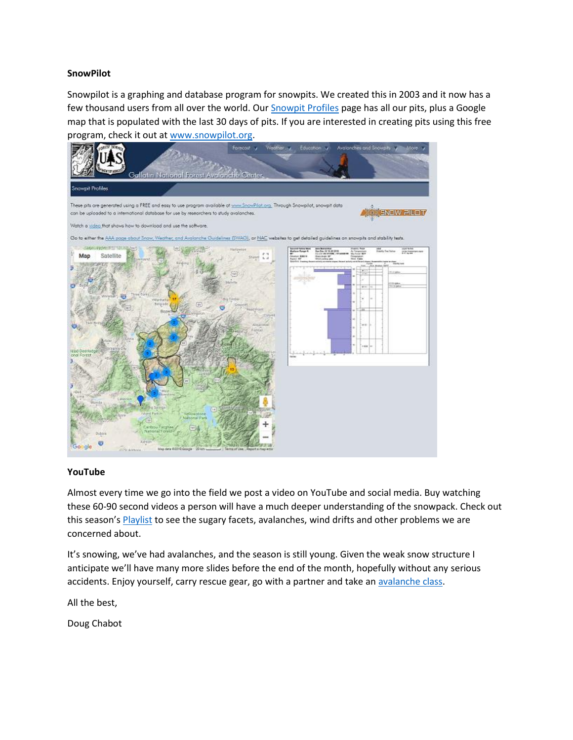**SnowPilot**

Snowpilot is a graphing and database program for snowpits. We created this in 2003 and it now has a few thousand users from all over the world. Our [Snowpit Profiles](#) page has all our pits, plus a Google map that is populated with the last 30 days of pits. If you are interested in creating pits using this free program, check it out at [www.snowpilot.org](#).

**YouTube**

Almost every time we go into the field we post a video on YouTube and social media. Buy watching these 60-90 second videos a person will have a much deeper understanding of the snowpack. Check out this season's [Playlist](#) to see the sugary facets, avalanches, wind drifts and other problems we are concerned about.

It's snowing, we've had avalanches, and the season is still young. Given the weak snow structure I anticipate we'll have many more slides before the end of the month, hopefully without any serious accidents. Enjoy yourself, carry rescue gear, go with a partner and take an [avalanche class](#).

All the best,

Doug Chabot